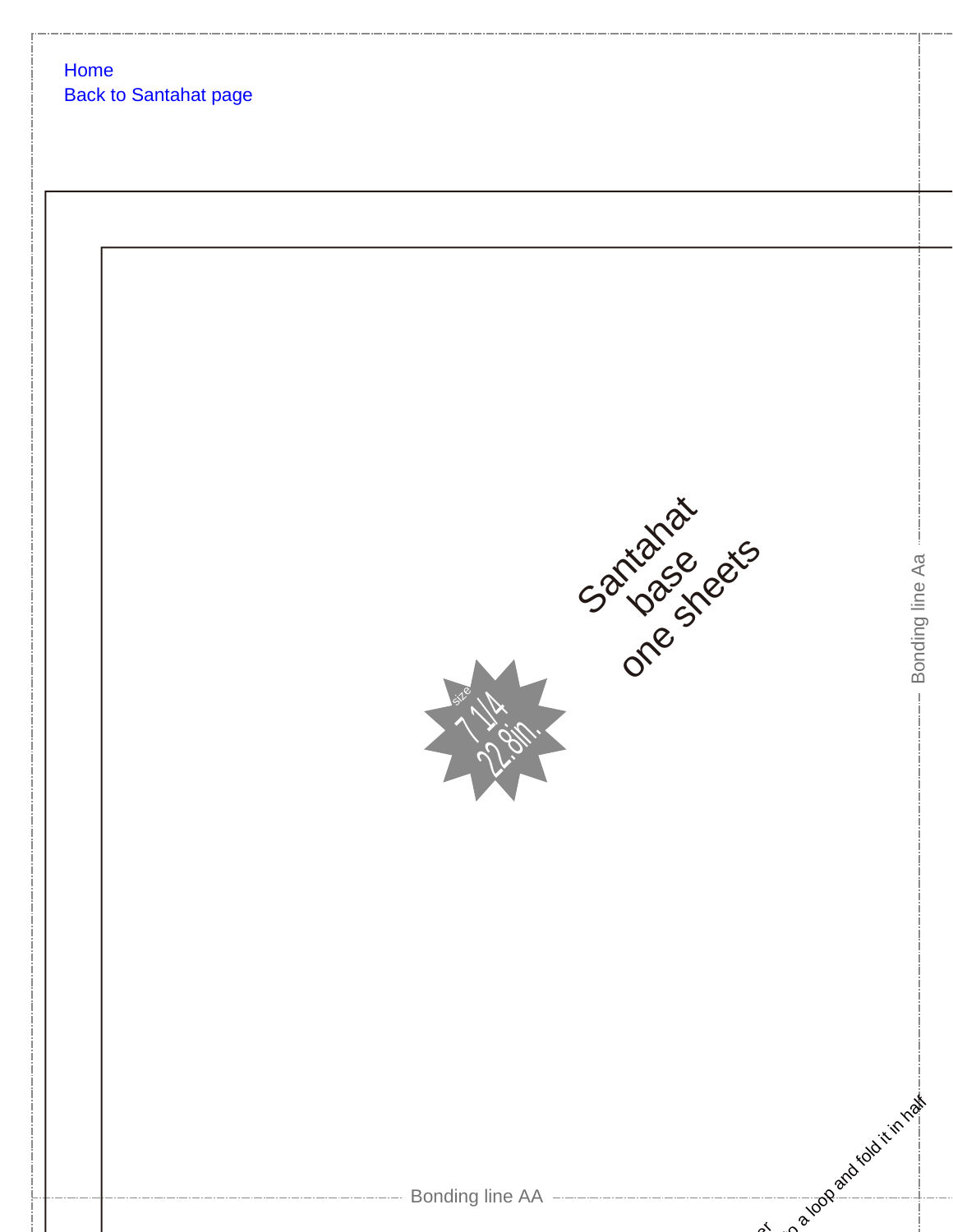Home
Back to Santahat page

Santahat
base
one sheets

size
7 1/4
22.8in.

Bonding line Aa

Bonding line AA

...a loop and fold it in half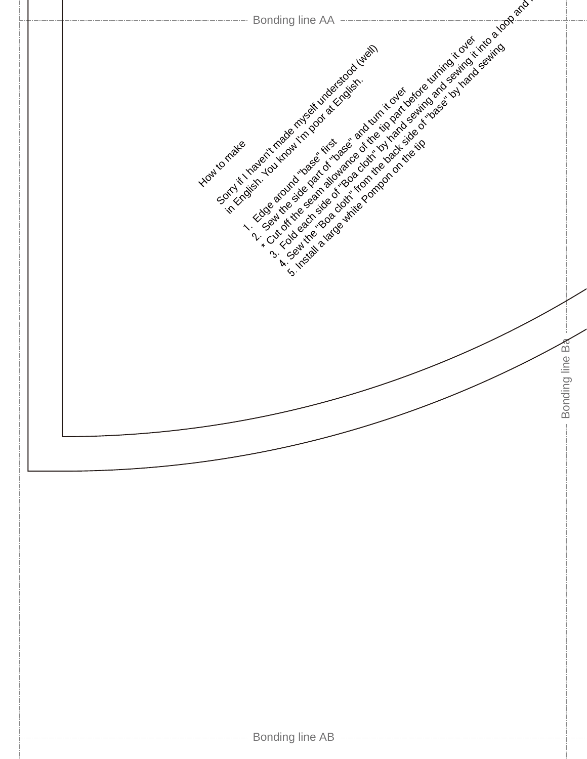Bonding line AA

How to make

Sorry if I haven't made myself understood (well) in English. You know I'm poor at English.

1. Edge around "base" first
2. Sew the side part of "base" and turn it over
* Cut off the seam allowance of the tip part before turning it over
3. Fold each side of "Boa cloth" by hand sewing and sewing it into a loop and r
4. Sew the "Boa cloth" from the back side of "base" by hand sewing
5. Install a large white Pompon on the tip

Bonding line Ba

Bonding line AB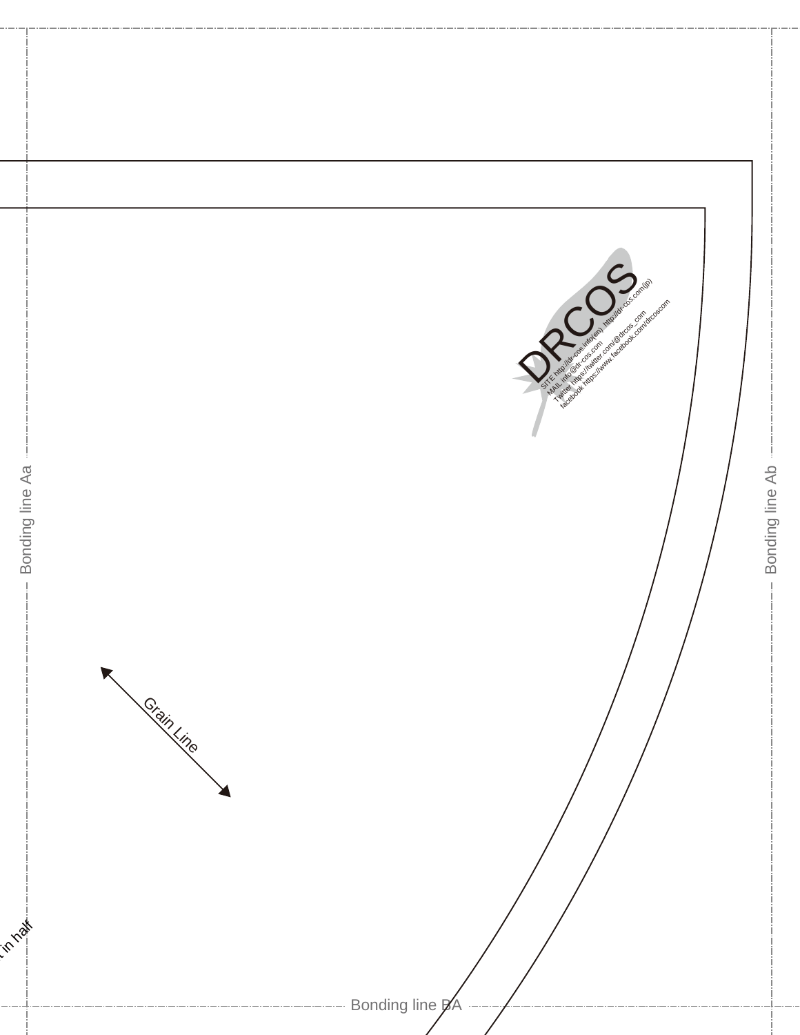Bonding line Aa

DRCOS

SITE http://dr-cos.info(en) http://dr-cos.com(jp)
MAIL info@dr-cos.com
Twitter https://twitter.com/@drcos_com
facebook https://www.facebook.com/drcoscom

Bonding line Ab

Grain Line

t in half

Bonding line BA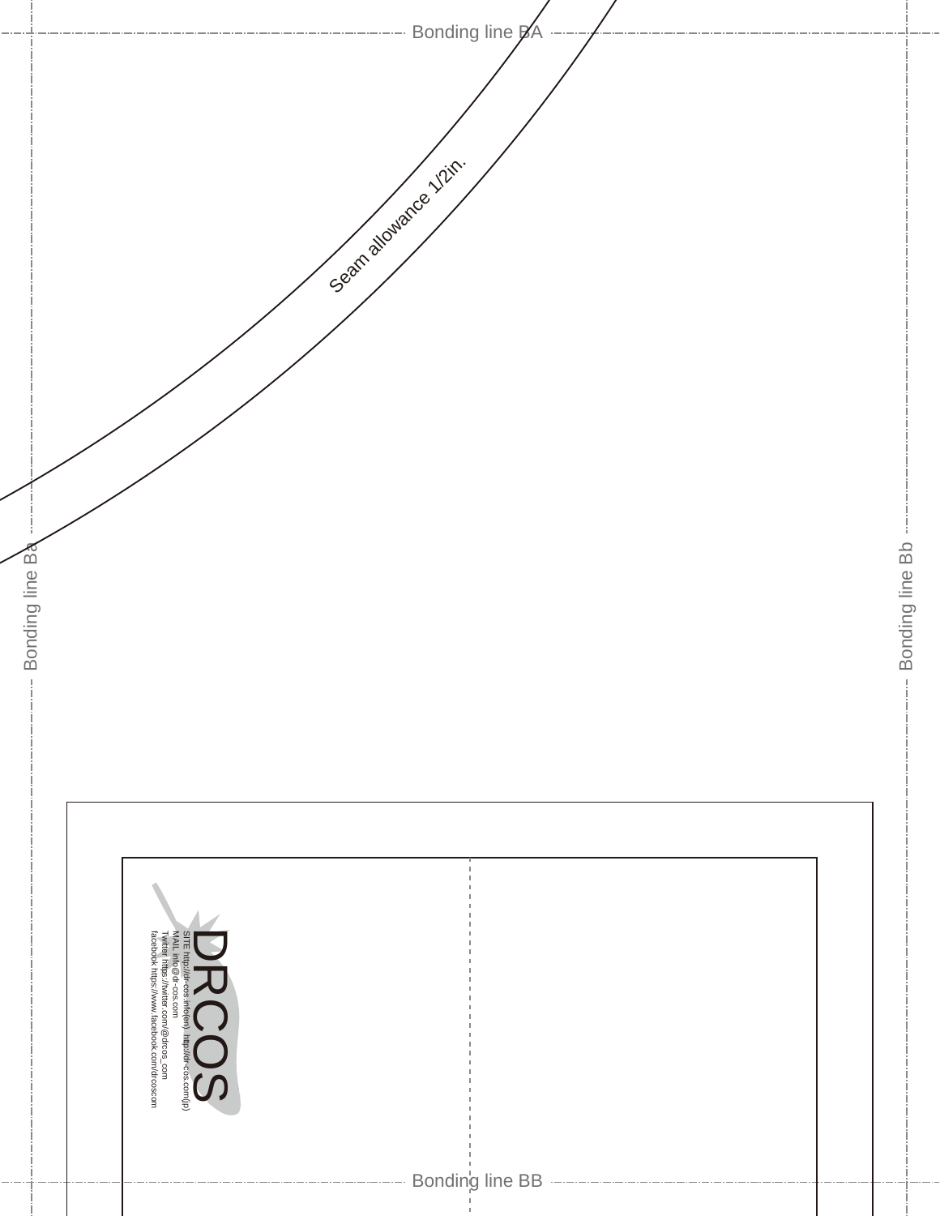Bonding line BA

Seam allowance 1/2in.

Bonding line Ba

Bonding line Bb

DRCOS

SITE http://dr-cos.info(en) http://dr-cos.com(jp)
MAIL info@dr-cos.com
Twitter https://twitter.com/@drcos_com
facebook https://www.facebook.com/drcoscom

Bonding line BB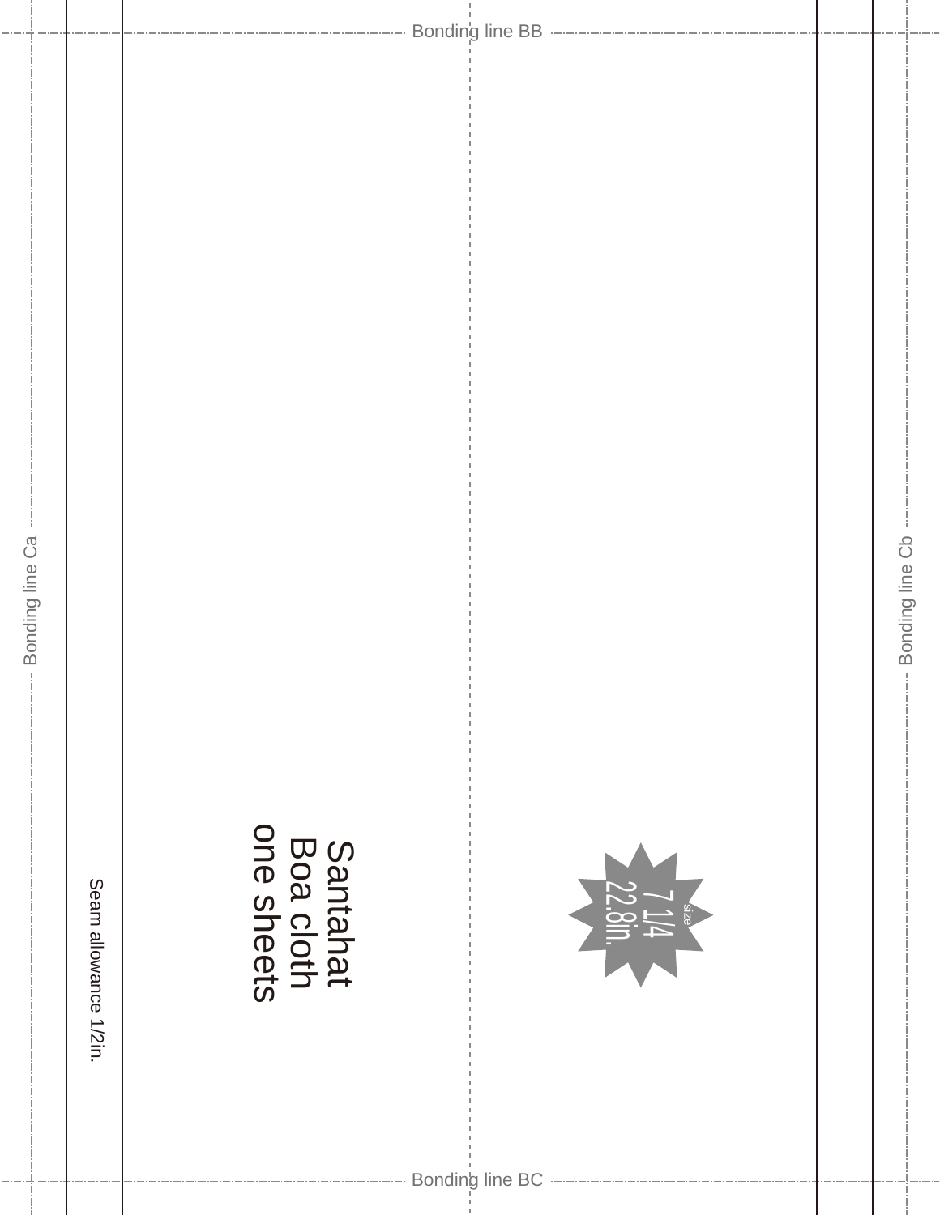Bonding line BB

Bonding line Ca

Bonding line Cb

Santahat
Boa cloth
one sheets

size
7 1/4
22.8in.

Seam allowance 1/2in.

Bonding line BC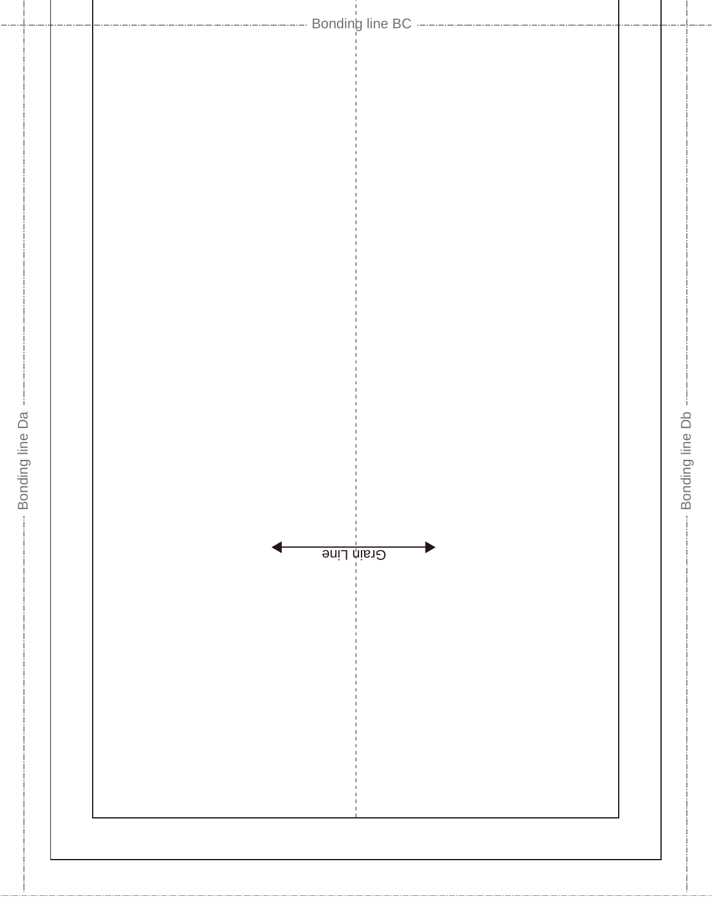Bonding line BC

Bonding line Da

Bonding line Db

Grain Line